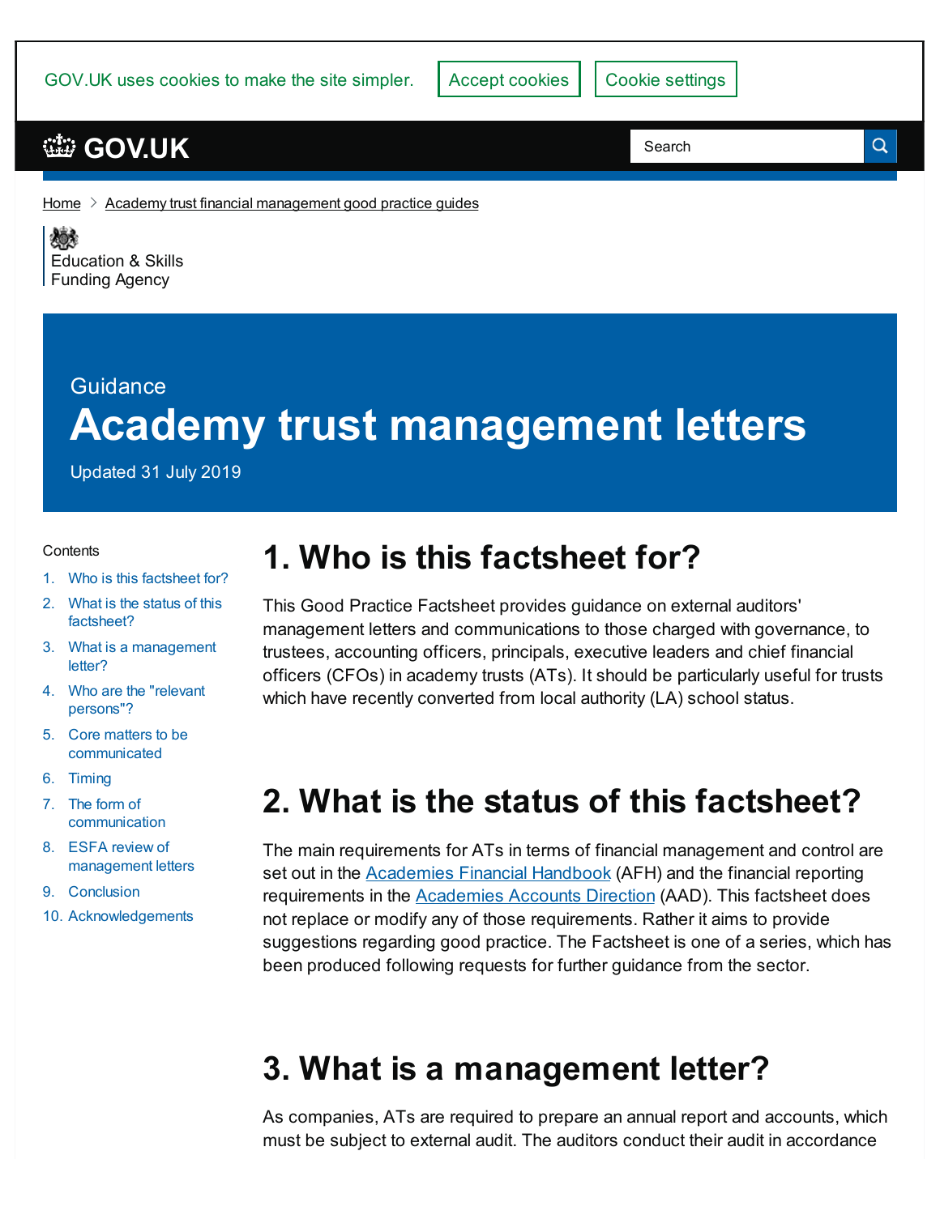GOV.UK uses cookies to make the site simpler. Accept cookies Cookie settings

GOV.UK

Home > Academy trust financial management good practice guides

Education & Skills Funding Agency

Guidance

# Academy trust management letters

Updated 31 July 2019

Contents

1. Who is this factsheet for?
2. What is the status of this factsheet?
3. What is a management letter?
4. Who are the "relevant persons"?
5. Core matters to be communicated
6. Timing
7. The form of communication
8. ESFA review of management letters
9. Conclusion
10. Acknowledgements

## 1. Who is this factsheet for?

This Good Practice Factsheet provides guidance on external auditors' management letters and communications to those charged with governance, to trustees, accounting officers, principals, executive leaders and chief financial officers (CFOs) in academy trusts (ATs). It should be particularly useful for trusts which have recently converted from local authority (LA) school status.

## 2. What is the status of this factsheet?

The main requirements for ATs in terms of financial management and control are set out in the Academies Financial Handbook (AFH) and the financial reporting requirements in the Academies Accounts Direction (AAD). This factsheet does not replace or modify any of those requirements. Rather it aims to provide suggestions regarding good practice. The Factsheet is one of a series, which has been produced following requests for further guidance from the sector.

## 3. What is a management letter?

As companies, ATs are required to prepare an annual report and accounts, which must be subject to external audit. The auditors conduct their audit in accordance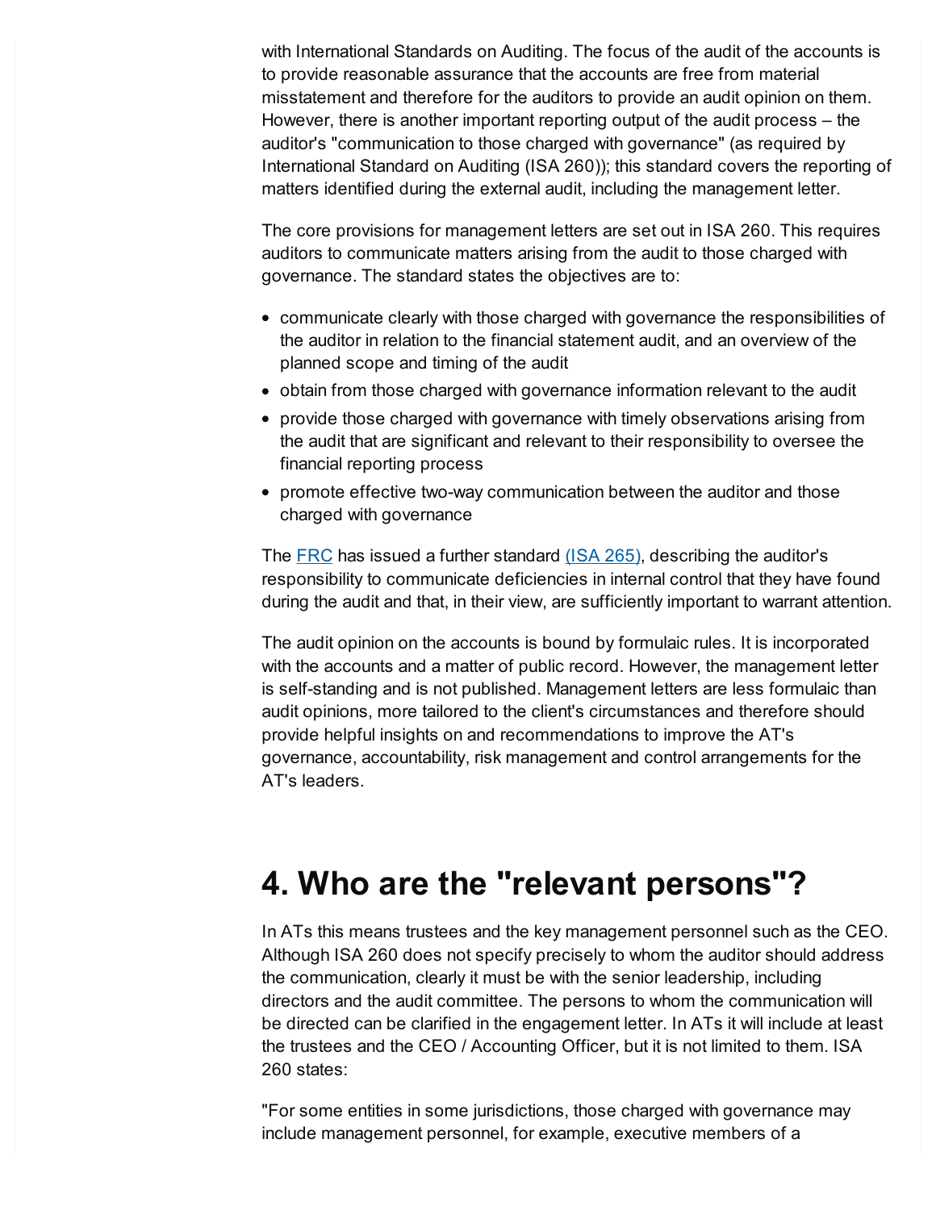with International Standards on Auditing. The focus of the audit of the accounts is to provide reasonable assurance that the accounts are free from material misstatement and therefore for the auditors to provide an audit opinion on them. However, there is another important reporting output of the audit process – the auditor's "communication to those charged with governance" (as required by International Standard on Auditing (ISA 260)); this standard covers the reporting of matters identified during the external audit, including the management letter.

The core provisions for management letters are set out in ISA 260. This requires auditors to communicate matters arising from the audit to those charged with governance. The standard states the objectives are to:

- communicate clearly with those charged with governance the responsibilities of the auditor in relation to the financial statement audit, and an overview of the planned scope and timing of the audit
- obtain from those charged with governance information relevant to the audit
- provide those charged with governance with timely observations arising from the audit that are significant and relevant to their responsibility to oversee the financial reporting process
- promote effective two-way communication between the auditor and those charged with governance

The FRC has issued a further standard (ISA 265), describing the auditor's responsibility to communicate deficiencies in internal control that they have found during the audit and that, in their view, are sufficiently important to warrant attention.

The audit opinion on the accounts is bound by formulaic rules. It is incorporated with the accounts and a matter of public record. However, the management letter is self-standing and is not published. Management letters are less formulaic than audit opinions, more tailored to the client's circumstances and therefore should provide helpful insights on and recommendations to improve the AT's governance, accountability, risk management and control arrangements for the AT's leaders.

# 4. Who are the "relevant persons"?

In ATs this means trustees and the key management personnel such as the CEO. Although ISA 260 does not specify precisely to whom the auditor should address the communication, clearly it must be with the senior leadership, including directors and the audit committee. The persons to whom the communication will be directed can be clarified in the engagement letter. In ATs it will include at least the trustees and the CEO / Accounting Officer, but it is not limited to them. ISA 260 states:

"For some entities in some jurisdictions, those charged with governance may include management personnel, for example, executive members of a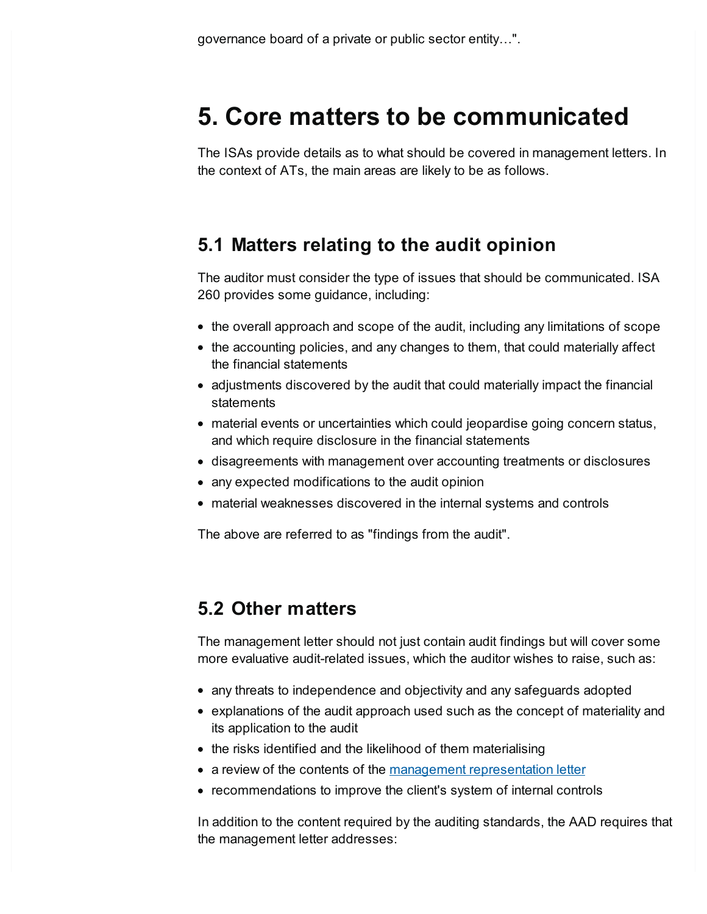governance board of a private or public sector entity…".

# 5. Core matters to be communicated

The ISAs provide details as to what should be covered in management letters. In the context of ATs, the main areas are likely to be as follows.

## 5.1 Matters relating to the audit opinion

The auditor must consider the type of issues that should be communicated. ISA 260 provides some guidance, including:

- the overall approach and scope of the audit, including any limitations of scope
- the accounting policies, and any changes to them, that could materially affect the financial statements
- adjustments discovered by the audit that could materially impact the financial statements
- material events or uncertainties which could jeopardise going concern status, and which require disclosure in the financial statements
- disagreements with management over accounting treatments or disclosures
- any expected modifications to the audit opinion
- material weaknesses discovered in the internal systems and controls

The above are referred to as "findings from the audit".

## 5.2 Other matters

The management letter should not just contain audit findings but will cover some more evaluative audit-related issues, which the auditor wishes to raise, such as:

- any threats to independence and objectivity and any safeguards adopted
- explanations of the audit approach used such as the concept of materiality and its application to the audit
- the risks identified and the likelihood of them materialising
- a review of the contents of the management representation letter
- recommendations to improve the client's system of internal controls

In addition to the content required by the auditing standards, the AAD requires that the management letter addresses: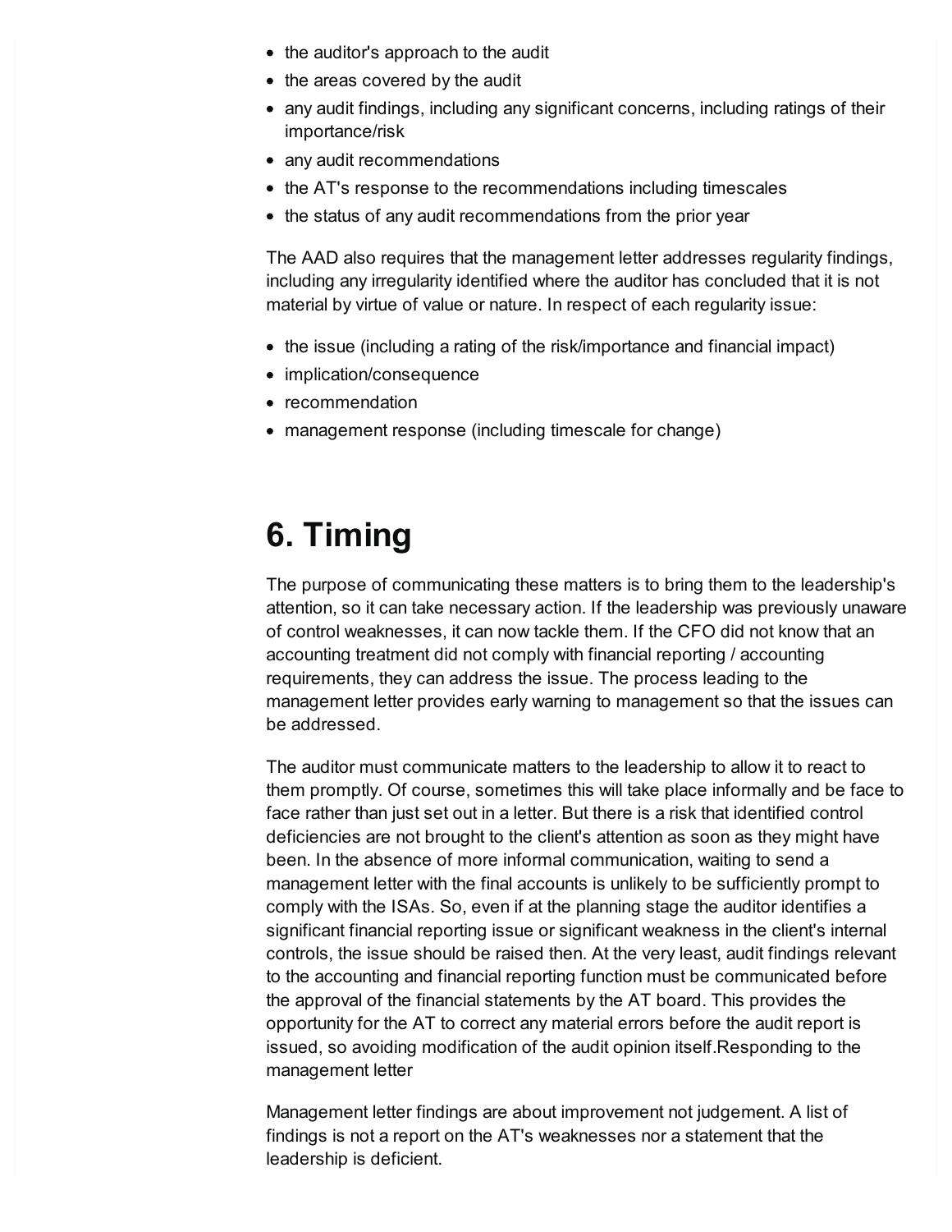- the auditor's approach to the audit
- the areas covered by the audit
- any audit findings, including any significant concerns, including ratings of their importance/risk
- any audit recommendations
- the AT's response to the recommendations including timescales
- the status of any audit recommendations from the prior year

The AAD also requires that the management letter addresses regularity findings, including any irregularity identified where the auditor has concluded that it is not material by virtue of value or nature. In respect of each regularity issue:

- the issue (including a rating of the risk/importance and financial impact)
- implication/consequence
- recommendation
- management response (including timescale for change)

# 6. Timing

The purpose of communicating these matters is to bring them to the leadership's attention, so it can take necessary action. If the leadership was previously unaware of control weaknesses, it can now tackle them. If the CFO did not know that an accounting treatment did not comply with financial reporting / accounting requirements, they can address the issue. The process leading to the management letter provides early warning to management so that the issues can be addressed.

The auditor must communicate matters to the leadership to allow it to react to them promptly. Of course, sometimes this will take place informally and be face to face rather than just set out in a letter. But there is a risk that identified control deficiencies are not brought to the client's attention as soon as they might have been. In the absence of more informal communication, waiting to send a management letter with the final accounts is unlikely to be sufficiently prompt to comply with the ISAs. So, even if at the planning stage the auditor identifies a significant financial reporting issue or significant weakness in the client's internal controls, the issue should be raised then. At the very least, audit findings relevant to the accounting and financial reporting function must be communicated before the approval of the financial statements by the AT board. This provides the opportunity for the AT to correct any material errors before the audit report is issued, so avoiding modification of the audit opinion itself.Responding to the management letter

Management letter findings are about improvement not judgement. A list of findings is not a report on the AT's weaknesses nor a statement that the leadership is deficient.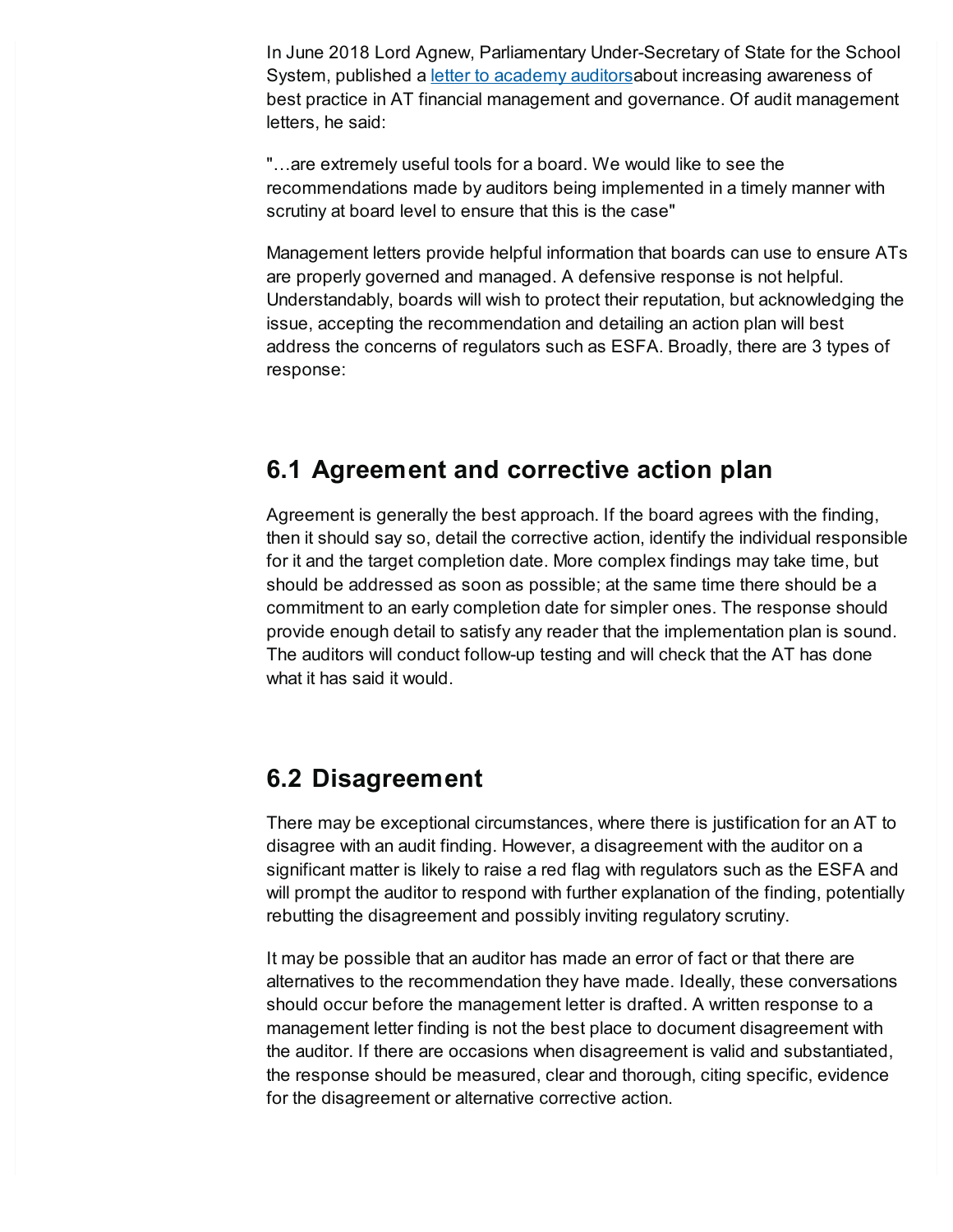In June 2018 Lord Agnew, Parliamentary Under-Secretary of State for the School System, published a [letter to academy auditors](#)about increasing awareness of best practice in AT financial management and governance. Of audit management letters, he said:

"…are extremely useful tools for a board. We would like to see the recommendations made by auditors being implemented in a timely manner with scrutiny at board level to ensure that this is the case"

Management letters provide helpful information that boards can use to ensure ATs are properly governed and managed. A defensive response is not helpful. Understandably, boards will wish to protect their reputation, but acknowledging the issue, accepting the recommendation and detailing an action plan will best address the concerns of regulators such as ESFA. Broadly, there are 3 types of response:

## 6.1 Agreement and corrective action plan

Agreement is generally the best approach. If the board agrees with the finding, then it should say so, detail the corrective action, identify the individual responsible for it and the target completion date. More complex findings may take time, but should be addressed as soon as possible; at the same time there should be a commitment to an early completion date for simpler ones. The response should provide enough detail to satisfy any reader that the implementation plan is sound. The auditors will conduct follow-up testing and will check that the AT has done what it has said it would.

## 6.2 Disagreement

There may be exceptional circumstances, where there is justification for an AT to disagree with an audit finding. However, a disagreement with the auditor on a significant matter is likely to raise a red flag with regulators such as the ESFA and will prompt the auditor to respond with further explanation of the finding, potentially rebutting the disagreement and possibly inviting regulatory scrutiny.

It may be possible that an auditor has made an error of fact or that there are alternatives to the recommendation they have made. Ideally, these conversations should occur before the management letter is drafted. A written response to a management letter finding is not the best place to document disagreement with the auditor. If there are occasions when disagreement is valid and substantiated, the response should be measured, clear and thorough, citing specific, evidence for the disagreement or alternative corrective action.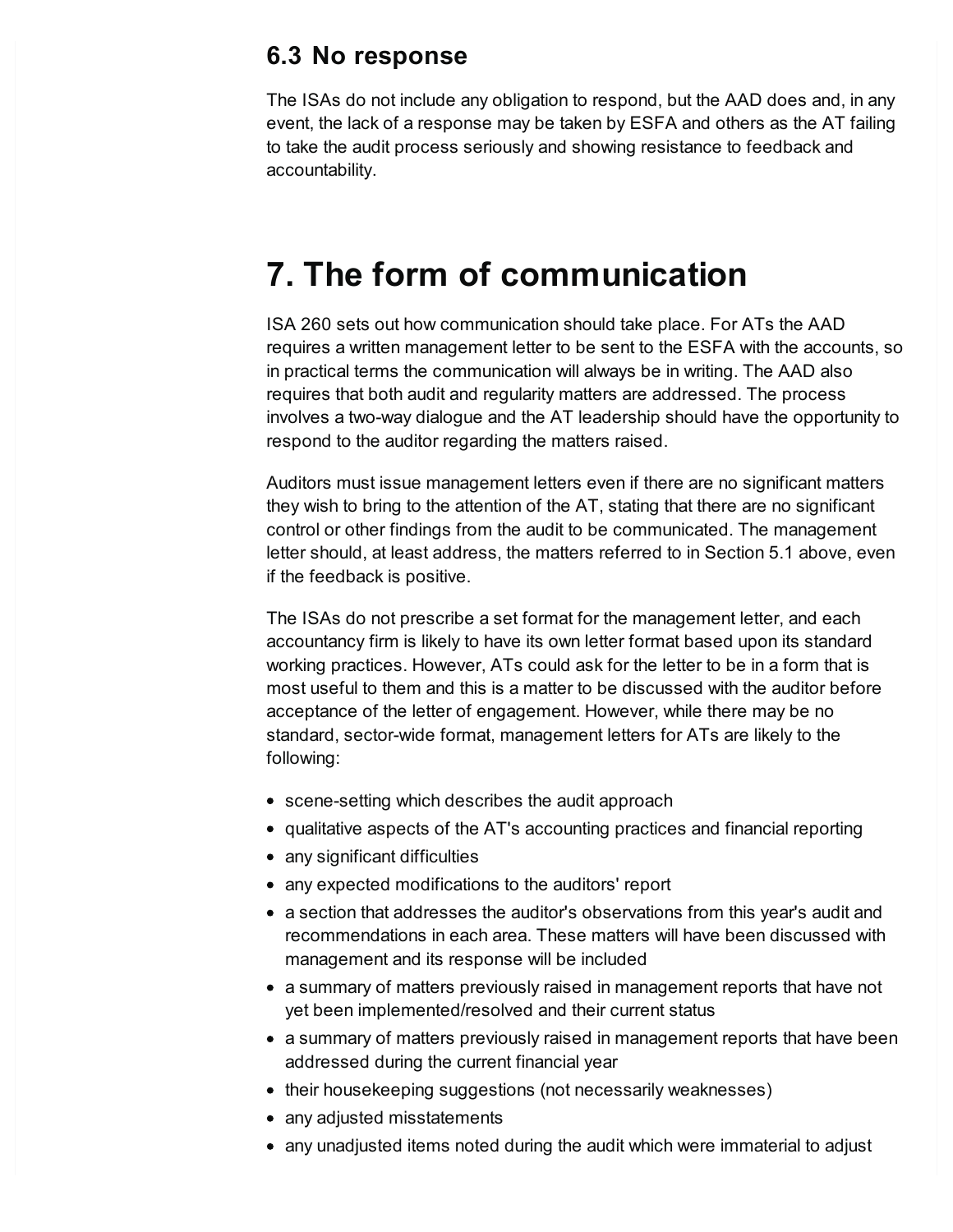### 6.3 No response

The ISAs do not include any obligation to respond, but the AAD does and, in any event, the lack of a response may be taken by ESFA and others as the AT failing to take the audit process seriously and showing resistance to feedback and accountability.

# 7. The form of communication

ISA 260 sets out how communication should take place. For ATs the AAD requires a written management letter to be sent to the ESFA with the accounts, so in practical terms the communication will always be in writing. The AAD also requires that both audit and regularity matters are addressed. The process involves a two-way dialogue and the AT leadership should have the opportunity to respond to the auditor regarding the matters raised.

Auditors must issue management letters even if there are no significant matters they wish to bring to the attention of the AT, stating that there are no significant control or other findings from the audit to be communicated. The management letter should, at least address, the matters referred to in Section 5.1 above, even if the feedback is positive.

The ISAs do not prescribe a set format for the management letter, and each accountancy firm is likely to have its own letter format based upon its standard working practices. However, ATs could ask for the letter to be in a form that is most useful to them and this is a matter to be discussed with the auditor before acceptance of the letter of engagement. However, while there may be no standard, sector-wide format, management letters for ATs are likely to the following:

- scene-setting which describes the audit approach
- qualitative aspects of the AT's accounting practices and financial reporting
- any significant difficulties
- any expected modifications to the auditors' report
- a section that addresses the auditor's observations from this year's audit and recommendations in each area. These matters will have been discussed with management and its response will be included
- a summary of matters previously raised in management reports that have not yet been implemented/resolved and their current status
- a summary of matters previously raised in management reports that have been addressed during the current financial year
- their housekeeping suggestions (not necessarily weaknesses)
- any adjusted misstatements
- any unadjusted items noted during the audit which were immaterial to adjust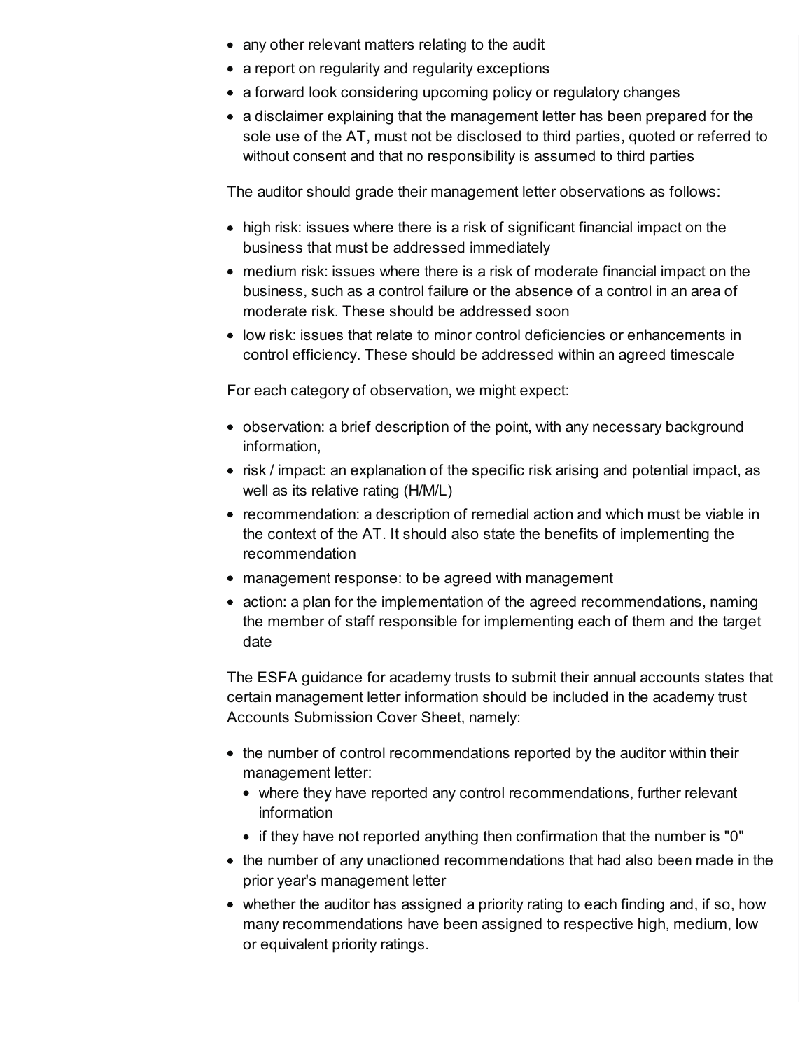- any other relevant matters relating to the audit
- a report on regularity and regularity exceptions
- a forward look considering upcoming policy or regulatory changes
- a disclaimer explaining that the management letter has been prepared for the sole use of the AT, must not be disclosed to third parties, quoted or referred to without consent and that no responsibility is assumed to third parties

The auditor should grade their management letter observations as follows:

- high risk: issues where there is a risk of significant financial impact on the business that must be addressed immediately
- medium risk: issues where there is a risk of moderate financial impact on the business, such as a control failure or the absence of a control in an area of moderate risk. These should be addressed soon
- low risk: issues that relate to minor control deficiencies or enhancements in control efficiency. These should be addressed within an agreed timescale

For each category of observation, we might expect:

- observation: a brief description of the point, with any necessary background information,
- risk / impact: an explanation of the specific risk arising and potential impact, as well as its relative rating (H/M/L)
- recommendation: a description of remedial action and which must be viable in the context of the AT. It should also state the benefits of implementing the recommendation
- management response: to be agreed with management
- action: a plan for the implementation of the agreed recommendations, naming the member of staff responsible for implementing each of them and the target date

The ESFA guidance for academy trusts to submit their annual accounts states that certain management letter information should be included in the academy trust Accounts Submission Cover Sheet, namely:

- the number of control recommendations reported by the auditor within their management letter:
  - where they have reported any control recommendations, further relevant information
  - if they have not reported anything then confirmation that the number is "0"
- the number of any unactioned recommendations that had also been made in the prior year's management letter
- whether the auditor has assigned a priority rating to each finding and, if so, how many recommendations have been assigned to respective high, medium, low or equivalent priority ratings.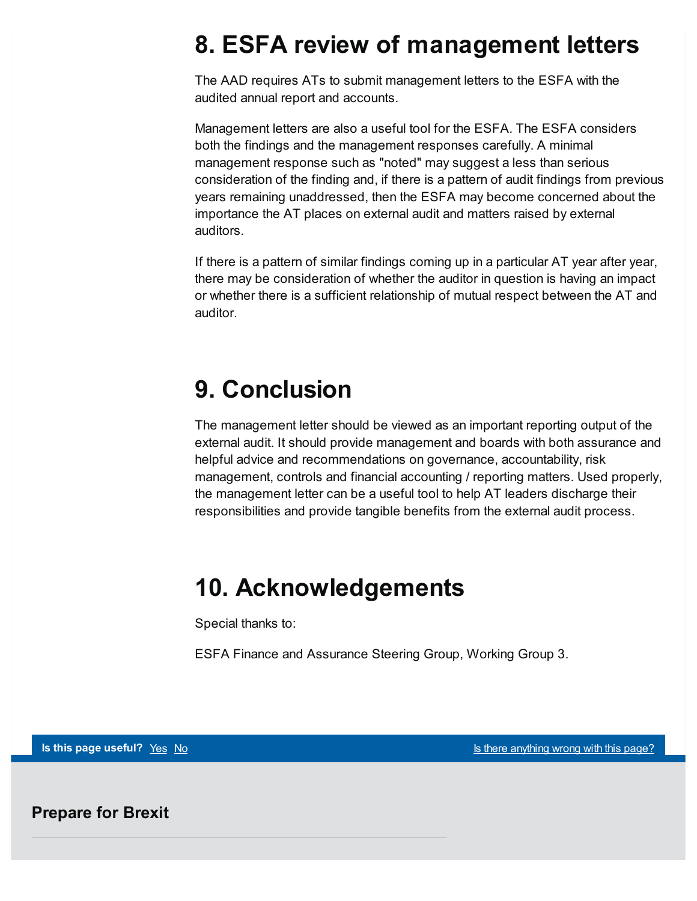## 8. ESFA review of management letters

The AAD requires ATs to submit management letters to the ESFA with the audited annual report and accounts.

Management letters are also a useful tool for the ESFA. The ESFA considers both the findings and the management responses carefully. A minimal management response such as "noted" may suggest a less than serious consideration of the finding and, if there is a pattern of audit findings from previous years remaining unaddressed, then the ESFA may become concerned about the importance the AT places on external audit and matters raised by external auditors.

If there is a pattern of similar findings coming up in a particular AT year after year, there may be consideration of whether the auditor in question is having an impact or whether there is a sufficient relationship of mutual respect between the AT and auditor.

## 9. Conclusion

The management letter should be viewed as an important reporting output of the external audit. It should provide management and boards with both assurance and helpful advice and recommendations on governance, accountability, risk management, controls and financial accounting / reporting matters. Used properly, the management letter can be a useful tool to help AT leaders discharge their responsibilities and provide tangible benefits from the external audit process.

## 10. Acknowledgements

Special thanks to:

ESFA Finance and Assurance Steering Group, Working Group 3.

**Is this page useful?** Yes No Is there anything wrong with this page?

**Prepare for Brexit**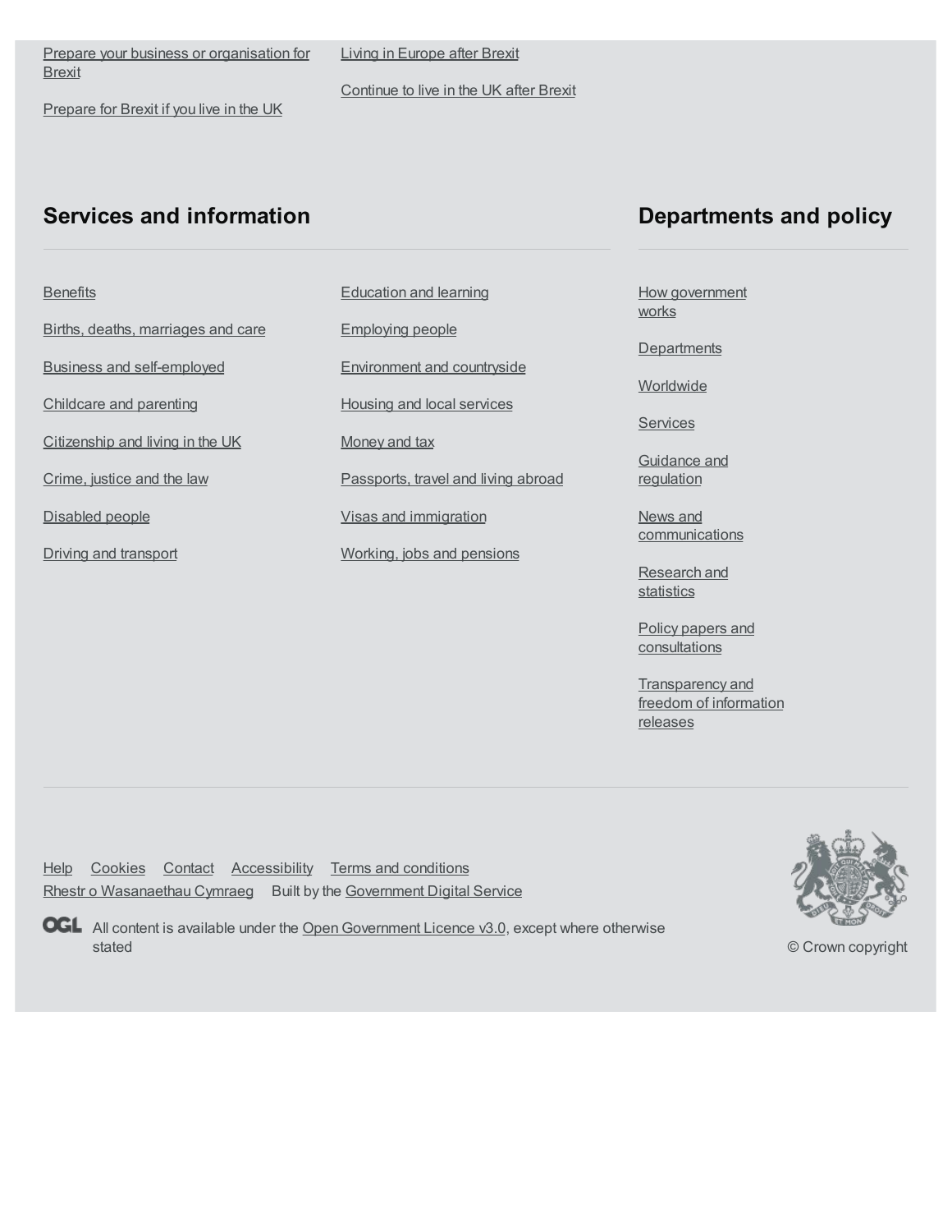Prepare your business or organisation for Brexit

Prepare for Brexit if you live in the UK

Living in Europe after Brexit

Continue to live in the UK after Brexit

## Services and information

Benefits

Births, deaths, marriages and care

Business and self-employed

Childcare and parenting

Citizenship and living in the UK

Crime, justice and the law

Disabled people

Driving and transport

Education and learning

Employing people

Environment and countryside

Housing and local services

Money and tax

Passports, travel and living abroad

Visas and immigration

Working, jobs and pensions

## Departments and policy

How government works

Departments

Worldwide

Services

Guidance and regulation

News and communications

Research and statistics

Policy papers and consultations

Transparency and freedom of information releases

Help Cookies Contact Accessibility Terms and conditions

Rhestr o Wasanaethau Cymraeg Built by the Government Digital Service

OGL All content is available under the Open Government Licence v3.0, except where otherwise stated

© Crown copyright